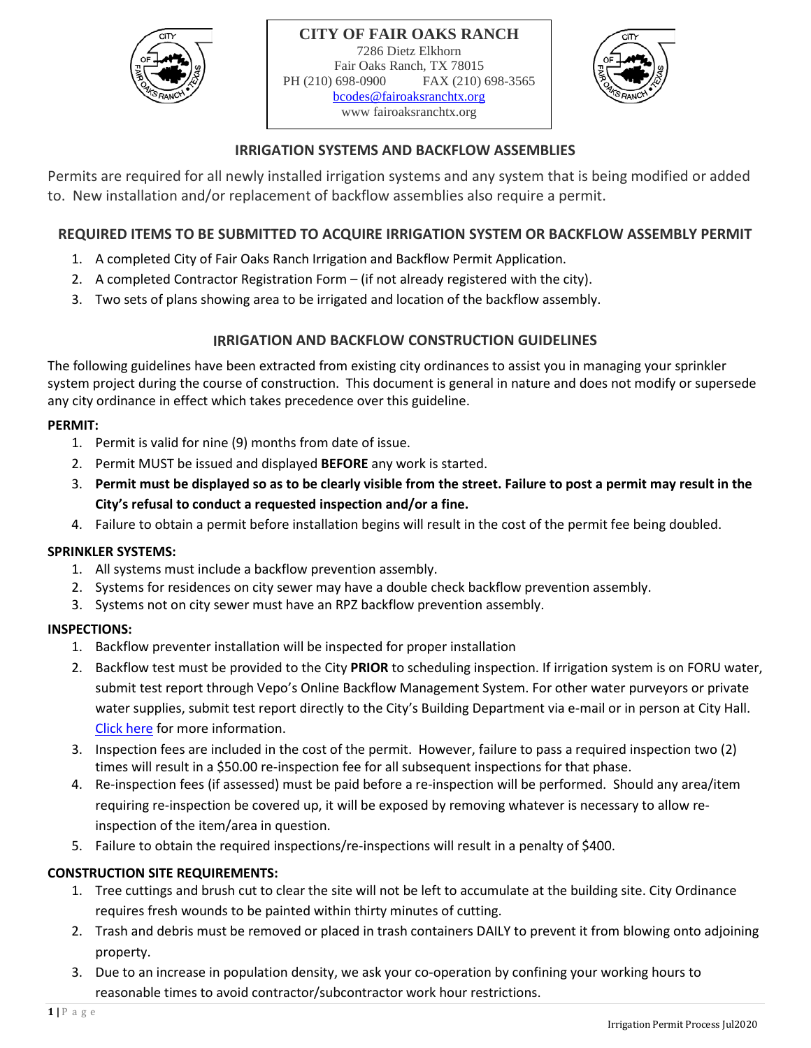**CITY OF FAIR OAKS RANCH**
7286 Dietz Elkhorn
Fair Oaks Ranch, TX 78015
PH (210) 698-0900 FAX (210) 698-3565
bcodes@fairoaksranchtx.org
www fairoaksranchtx.org

## IRRIGATION SYSTEMS AND BACKFLOW ASSEMBLIES

Permits are required for all newly installed irrigation systems and any system that is being modified or added to. New installation and/or replacement of backflow assemblies also require a permit.

### REQUIRED ITEMS TO BE SUBMITTED TO ACQUIRE IRRIGATION SYSTEM OR BACKFLOW ASSEMBLY PERMIT

1. A completed City of Fair Oaks Ranch Irrigation and Backflow Permit Application.
2. A completed Contractor Registration Form – (if not already registered with the city).
3. Two sets of plans showing area to be irrigated and location of the backflow assembly.

### IRRIGATION AND BACKFLOW CONSTRUCTION GUIDELINES

The following guidelines have been extracted from existing city ordinances to assist you in managing your sprinkler system project during the course of construction. This document is general in nature and does not modify or supersede any city ordinance in effect which takes precedence over this guideline.

**PERMIT:**

1. Permit is valid for nine (9) months from date of issue.
2. Permit MUST be issued and displayed **BEFORE** any work is started.
3. **Permit must be displayed so as to be clearly visible from the street. Failure to post a permit may result in the City's refusal to conduct a requested inspection and/or a fine.**
4. Failure to obtain a permit before installation begins will result in the cost of the permit fee being doubled.

**SPRINKLER SYSTEMS:**

1. All systems must include a backflow prevention assembly.
2. Systems for residences on city sewer may have a double check backflow prevention assembly.
3. Systems not on city sewer must have an RPZ backflow prevention assembly.

**INSPECTIONS:**

1. Backflow preventer installation will be inspected for proper installation
2. Backflow test must be provided to the City **PRIOR** to scheduling inspection. If irrigation system is on FORU water, submit test report through Vepo's Online Backflow Management System. For other water purveyors or private water supplies, submit test report directly to the City's Building Department via e-mail or in person at City Hall. Click here for more information.
3. Inspection fees are included in the cost of the permit. However, failure to pass a required inspection two (2) times will result in a $50.00 re-inspection fee for all subsequent inspections for that phase.
4. Re-inspection fees (if assessed) must be paid before a re-inspection will be performed. Should any area/item requiring re-inspection be covered up, it will be exposed by removing whatever is necessary to allow re-inspection of the item/area in question.
5. Failure to obtain the required inspections/re-inspections will result in a penalty of $400.

**CONSTRUCTION SITE REQUIREMENTS:**

1. Tree cuttings and brush cut to clear the site will not be left to accumulate at the building site. City Ordinance requires fresh wounds to be painted within thirty minutes of cutting.
2. Trash and debris must be removed or placed in trash containers DAILY to prevent it from blowing onto adjoining property.
3. Due to an increase in population density, we ask your co-operation by confining your working hours to reasonable times to avoid contractor/subcontractor work hour restrictions.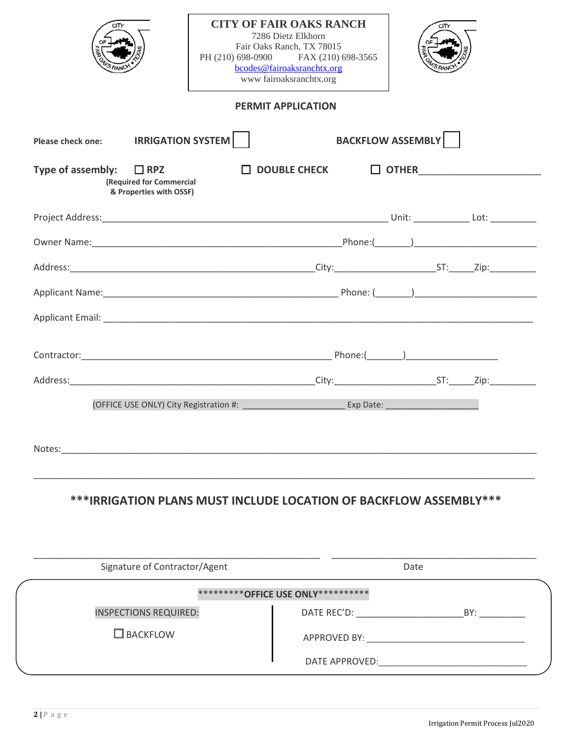**CITY OF FAIR OAKS RANCH**
7286 Dietz Elkhorn
Fair Oaks Ranch, TX 78015
PH (210) 698-0900 FAX (210) 698-3565
bcodes@fairoaksranchtx.org
www fairoaksranchtx.org

## PERMIT APPLICATION

**Please check one:** **IRRIGATION SYSTEM** ☐ **BACKFLOW ASSEMBLY** ☐

**Type of assembly:** ☐ **RPZ** **(Required for Commercial & Properties with OSSF)** ☐ **DOUBLE CHECK** ☐ **OTHER**______________________

Project Address:____________________________________________________ Unit: __________ Lot: ________

Owner Name:______________________________________________Phone:(_______)______________________

Address:_____________________________________________City:__________________ST:_____Zip:________

Applicant Name:___________________________________________ Phone: (_______)______________________

Applicant Email: ___________________________________________________________________________

Contractor:_______________________________________________ Phone:(_______)________________

Address:_____________________________________________City:__________________ST:_____Zip:________

(OFFICE USE ONLY) City Registration #: ____________________ Exp Date: __________________

Notes:_______________________________________________________________________________

_____________________________________________________________________________________

### ***IRRIGATION PLANS MUST INCLUDE LOCATION OF BACKFLOW ASSEMBLY***

_____________________________________________ ____________________________________

Signature of Contractor/Agent Date

*********OFFICE USE ONLY**********

INSPECTIONS REQUIRED:

☐ BACKFLOW

DATE REC'D: ____________________BY: _________

APPROVED BY: _____________________________

DATE APPROVED:____________________________

Irrigation Permit Process Jul2020